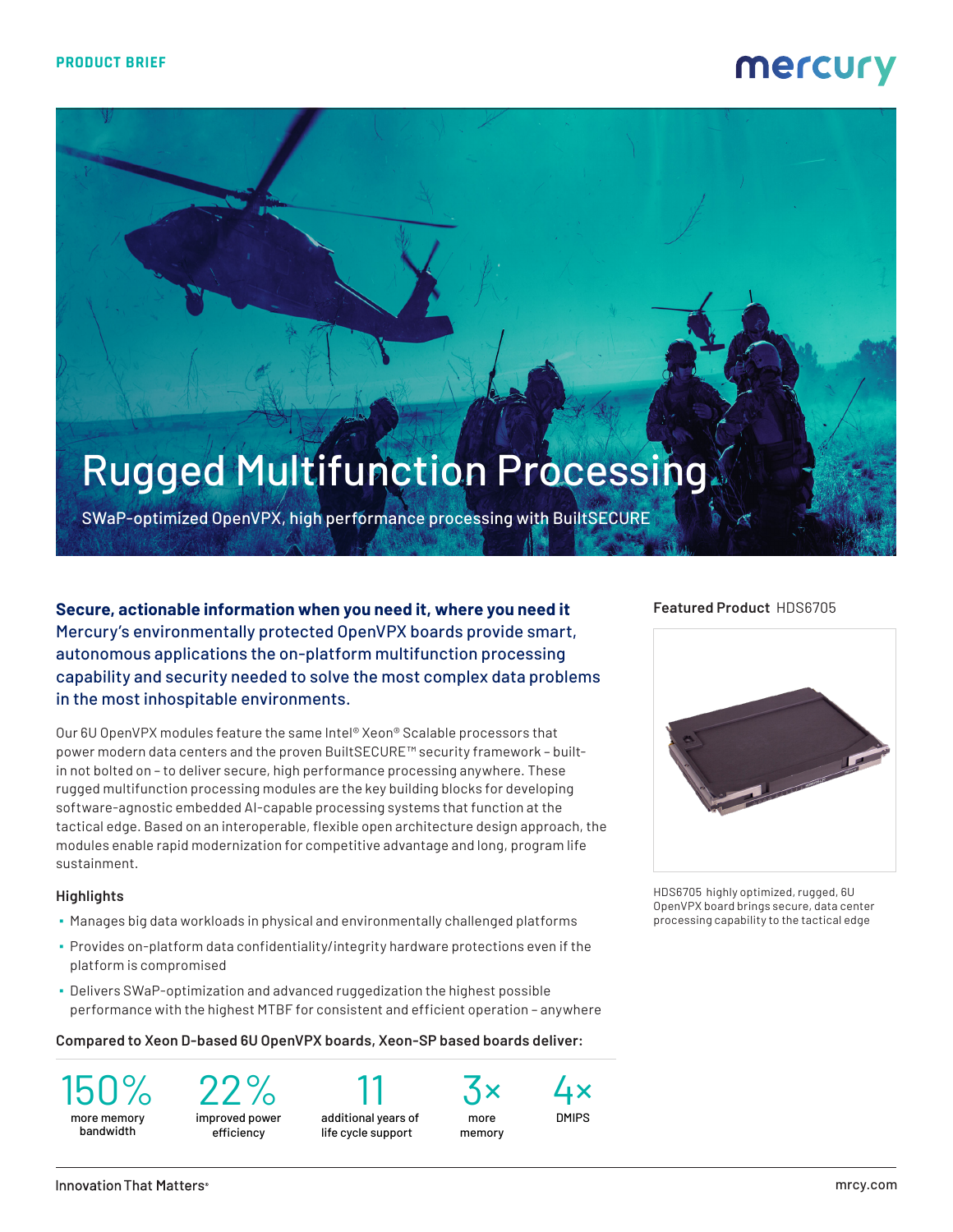PRODUCT BRIEF

# Rugged Multifunction Processing

SWaP-optimized OpenVPX, high performance processing with BuiltSECURE

**Secure, actionable information when you need it, where you need it**
Mercury's environmentally protected OpenVPX boards provide smart, autonomous applications the on-platform multifunction processing capability and security needed to solve the most complex data problems in the most inhospitable environments.

Our 6U OpenVPX modules feature the same Intel® Xeon® Scalable processors that power modern data centers and the proven BuiltSECURE™ security framework – built-in not bolted on – to deliver secure, high performance processing anywhere. These rugged multifunction processing modules are the key building blocks for developing software-agnostic embedded AI-capable processing systems that function at the tactical edge. Based on an interoperable, flexible open architecture design approach, the modules enable rapid modernization for competitive advantage and long, program life sustainment.

### Highlights

- Manages big data workloads in physical and environmentally challenged platforms
- Provides on-platform data confidentiality/integrity hardware protections even if the platform is compromised
- Delivers SWaP-optimization and advanced ruggedization the highest possible performance with the highest MTBF for consistent and efficient operation – anywhere

**Compared to Xeon D-based 6U OpenVPX boards, Xeon-SP based boards deliver:**

| 150% | 22% | 11 | 3× | 4× |
|---|---|---|---|---|
| more memory bandwidth | improved power efficiency | additional years of life cycle support | more memory | DMIPS |

**Featured Product** HDS6705

HDS6705 highly optimized, rugged, 6U OpenVPX board brings secure, data center processing capability to the tactical edge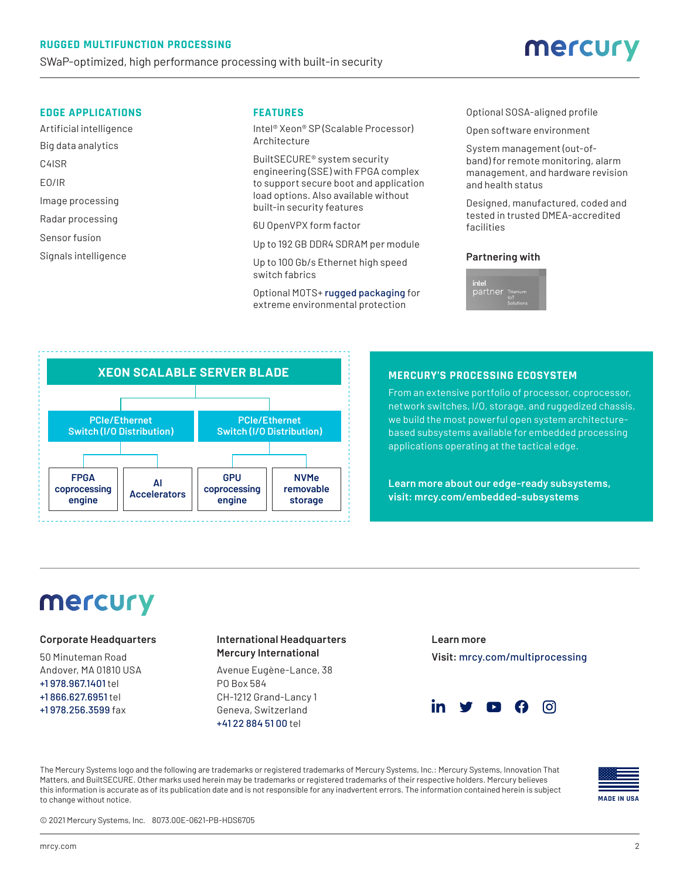**RUGGED MULTIFUNCTION PROCESSING**

SWaP-optimized, high performance processing with built-in security

### EDGE APPLICATIONS

- Artificial intelligence
- Big data analytics
- C4ISR
- EO/IR
- Image processing
- Radar processing
- Sensor fusion
- Signals intelligence

### FEATURES

- Intel® Xeon® SP (Scalable Processor) Architecture
- BuiltSECURE® system security engineering (SSE) with FPGA complex to support secure boot and application load options. Also available without built-in security features
- 6U OpenVPX form factor
- Up to 192 GB DDR4 SDRAM per module
- Up to 100 Gb/s Ethernet high speed switch fabrics
- Optional MOTS+ rugged packaging for extreme environmental protection
- Optional SOSA-aligned profile
- Open software environment
- System management (out-of-band) for remote monitoring, alarm management, and hardware revision and health status
- Designed, manufactured, coded and tested in trusted DMEA-accredited facilities

**Partnering with**

intel partner Titanium IoT Solutions

XEON SCALABLE SERVER BLADE

PCIe/Ethernet Switch (I/O Distribution)

PCIe/Ethernet Switch (I/O Distribution)

FPGA coprocessing engine

AI Accelerators

GPU coprocessing engine

NVMe removable storage

### MERCURY'S PROCESSING ECOSYSTEM

From an extensive portfolio of processor, coprocessor, network switches, I/O, storage, and ruggedized chassis, we build the most powerful open system architecture-based subsystems available for embedded processing applications operating at the tactical edge.

**Learn more about our edge-ready subsystems, visit: mrcy.com/embedded-subsystems**

---

mercury

**Corporate Headquarters**

50 Minuteman Road
Andover, MA 01810 USA
+1 978.967.1401 tel
+1 866.627.6951 tel
+1 978.256.3599 fax

**International Headquarters**
**Mercury International**

Avenue Eugène-Lance, 38
PO Box 584
CH-1212 Grand-Lancy 1
Geneva, Switzerland
+41 22 884 51 00 tel

**Learn more**

Visit: mrcy.com/multiprocessing

The Mercury Systems logo and the following are trademarks or registered trademarks of Mercury Systems, Inc.: Mercury Systems, Innovation That Matters, and BuiltSECURE. Other marks used herein may be trademarks or registered trademarks of their respective holders. Mercury believes this information is accurate as of its publication date and is not responsible for any inadvertent errors. The information contained herein is subject to change without notice.

MADE IN USA

© 2021 Mercury Systems, Inc. 8073.00E-0621-PB-HDS6705